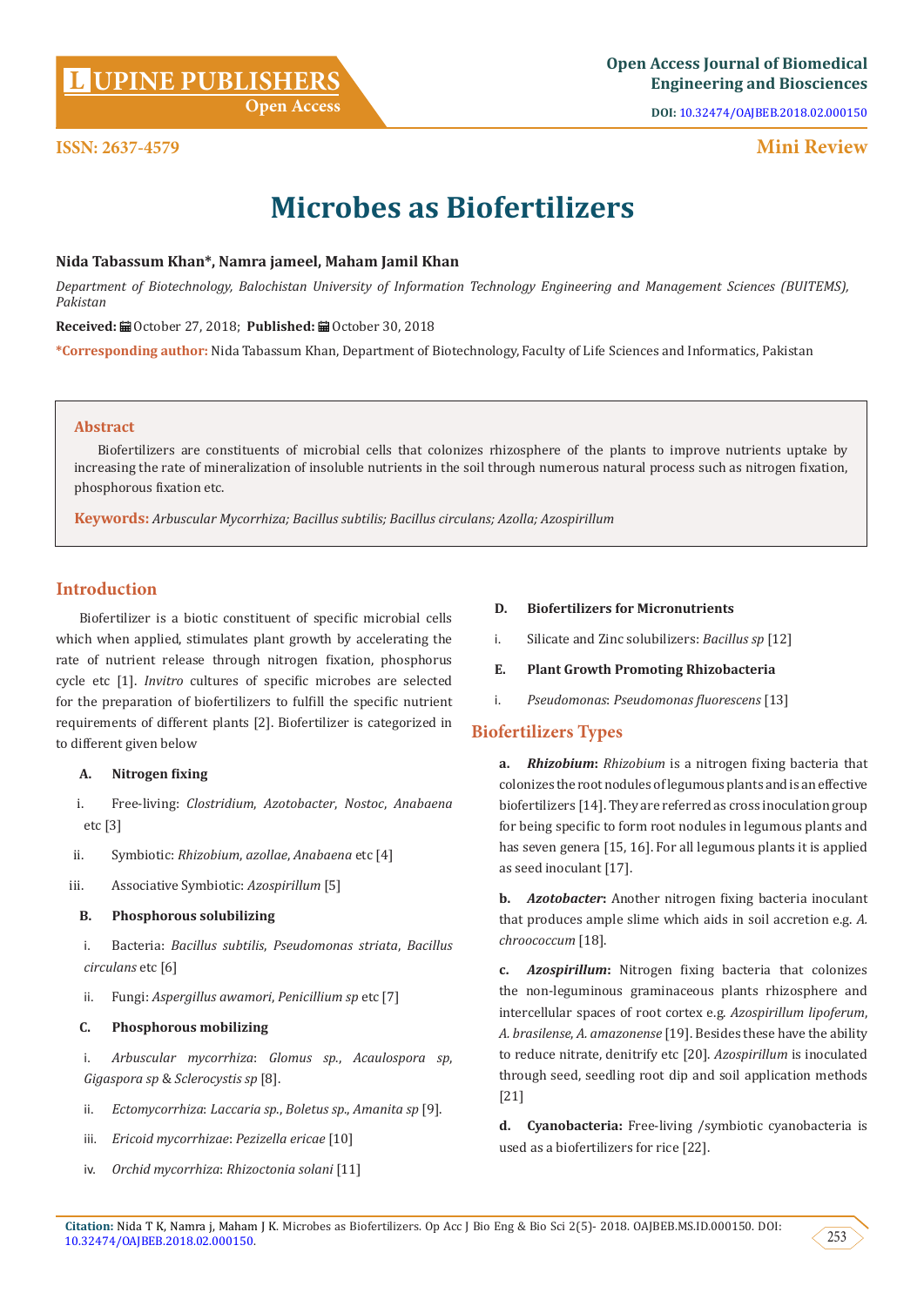**ISSN: 2637-4579**

**Mini Review**

# Microbes as Biofertilizers

**Nida Tabassum Khan*, Namra jameel, Maham Jamil Khan**

*Department of Biotechnology, Balochistan University of Information Technology Engineering and Management Sciences (BUITEMS), Pakistan*

**Received:** October 27, 2018; **Published:** October 30, 2018

***Corresponding author:** Nida Tabassum Khan, Department of Biotechnology, Faculty of Life Sciences and Informatics, Pakistan

## Abstract

Biofertilizers are constituents of microbial cells that colonizes rhizosphere of the plants to improve nutrients uptake by increasing the rate of mineralization of insoluble nutrients in the soil through numerous natural process such as nitrogen fixation, phosphorous fixation etc.

**Keywords:** *Arbuscular Mycorrhiza; Bacillus subtilis; Bacillus circulans; Azolla; Azospirillum*

## Introduction

Biofertilizer is a biotic constituent of specific microbial cells which when applied, stimulates plant growth by accelerating the rate of nutrient release through nitrogen fixation, phosphorus cycle etc [1]. *Invitro* cultures of specific microbes are selected for the preparation of biofertilizers to fulfill the specific nutrient requirements of different plants [2]. Biofertilizer is categorized in to different given below

**A. Nitrogen fixing**

i. Free-living: *Clostridium*, *Azotobacter*, *Nostoc*, *Anabaena* etc [3]

ii. Symbiotic: *Rhizobium*, *azollae*, *Anabaena* etc [4]

iii. Associative Symbiotic: *Azospirillum* [5]

**B. Phosphorous solubilizing**

i. Bacteria: *Bacillus subtilis*, *Pseudomonas striata*, *Bacillus circulans* etc [6]

ii. Fungi: *Aspergillus awamori*, *Penicillium sp* etc [7]

**C. Phosphorous mobilizing**

i. *Arbuscular mycorrhiza*: *Glomus sp.*, *Acaulospora sp*, *Gigaspora sp* & *Sclerocystis sp* [8].

ii. *Ectomycorrhiza*: *Laccaria sp.*, *Boletus sp.*, *Amanita sp* [9].

iii. *Ericoid mycorrhizae*: *Pezizella ericae* [10]

iv. *Orchid mycorrhiza*: *Rhizoctonia solani* [11]

**D. Biofertilizers for Micronutrients**

i. Silicate and Zinc solubilizers: *Bacillus sp* [12]

**E. Plant Growth Promoting Rhizobacteria**

i. *Pseudomonas*: *Pseudomonas fluorescens* [13]

## Biofertilizers Types

**a. *Rhizobium*:** *Rhizobium* is a nitrogen fixing bacteria that colonizes the root nodules of legumous plants and is an effective biofertilizers [14]. They are referred as cross inoculation group for being specific to form root nodules in legumous plants and has seven genera [15, 16]. For all legumous plants it is applied as seed inoculant [17].

**b. *Azotobacter*:** Another nitrogen fixing bacteria inoculant that produces ample slime which aids in soil accretion e.g. *A. chroococcum* [18].

**c. *Azospirillum*:** Nitrogen fixing bacteria that colonizes the non-leguminous graminaceous plants rhizosphere and intercellular spaces of root cortex e.g. *Azospirillum lipoferum*, *A. brasilense*, *A. amazonense* [19]. Besides these have the ability to reduce nitrate, denitrify etc [20]. *Azospirillum* is inoculated through seed, seedling root dip and soil application methods [21]

**d. Cyanobacteria:** Free-living /symbiotic cyanobacteria is used as a biofertilizers for rice [22].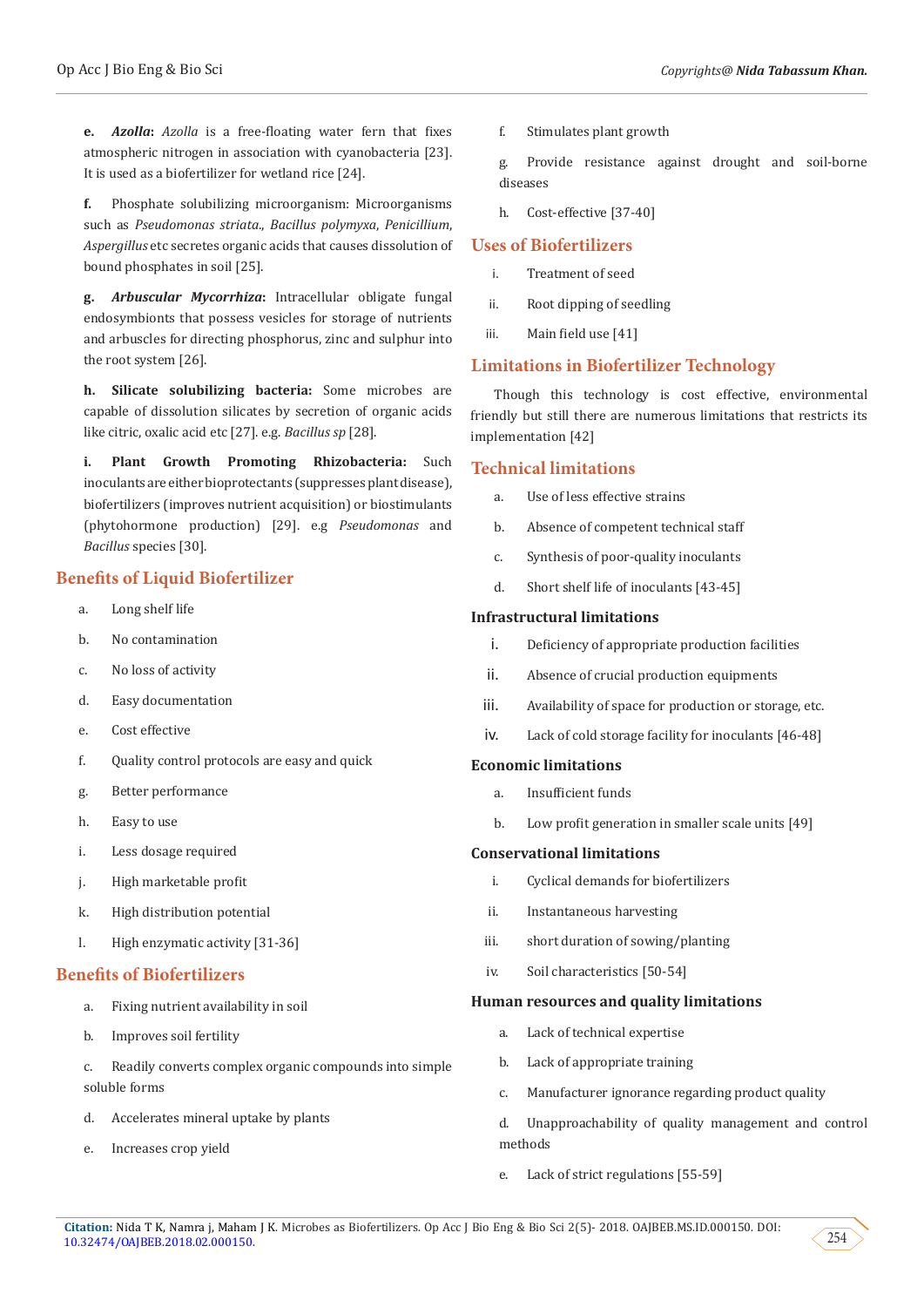**e. *Azolla*:** *Azolla* is a free-floating water fern that fixes atmospheric nitrogen in association with cyanobacteria [23]. It is used as a biofertilizer for wetland rice [24].

**f.** Phosphate solubilizing microorganism: Microorganisms such as *Pseudomonas striata*., *Bacillus polymyxa*, *Penicillium*, *Aspergillus* etc secretes organic acids that causes dissolution of bound phosphates in soil [25].

**g. *Arbuscular Mycorrhiza*:** Intracellular obligate fungal endosymbionts that possess vesicles for storage of nutrients and arbuscles for directing phosphorus, zinc and sulphur into the root system [26].

**h. Silicate solubilizing bacteria:** Some microbes are capable of dissolution silicates by secretion of organic acids like citric, oxalic acid etc [27]. e.g. *Bacillus sp* [28].

**i. Plant Growth Promoting Rhizobacteria:** Such inoculants are either bioprotectants (suppresses plant disease), biofertilizers (improves nutrient acquisition) or biostimulants (phytohormone production) [29]. e.g *Pseudomonas* and *Bacillus* species [30].

## Benefits of Liquid Biofertilizer

a. Long shelf life

b. No contamination

c. No loss of activity

d. Easy documentation

e. Cost effective

f. Quality control protocols are easy and quick

g. Better performance

h. Easy to use

i. Less dosage required

j. High marketable profit

k. High distribution potential

l. High enzymatic activity [31-36]

## Benefits of Biofertilizers

a. Fixing nutrient availability in soil

b. Improves soil fertility

c. Readily converts complex organic compounds into simple soluble forms

d. Accelerates mineral uptake by plants

e. Increases crop yield

f. Stimulates plant growth

g. Provide resistance against drought and soil-borne diseases

h. Cost-effective [37-40]

## Uses of Biofertilizers

i. Treatment of seed

ii. Root dipping of seedling

iii. Main field use [41]

## Limitations in Biofertilizer Technology

Though this technology is cost effective, environmental friendly but still there are numerous limitations that restricts its implementation [42]

## Technical limitations

a. Use of less effective strains

b. Absence of competent technical staff

c. Synthesis of poor-quality inoculants

d. Short shelf life of inoculants [43-45]

### Infrastructural limitations

i. Deficiency of appropriate production facilities

ii. Absence of crucial production equipments

iii. Availability of space for production or storage, etc.

iv. Lack of cold storage facility for inoculants [46-48]

### Economic limitations

a. Insufficient funds

b. Low profit generation in smaller scale units [49]

### Conservational limitations

i. Cyclical demands for biofertilizers

ii. Instantaneous harvesting

iii. short duration of sowing/planting

iv. Soil characteristics [50-54]

### Human resources and quality limitations

a. Lack of technical expertise

b. Lack of appropriate training

c. Manufacturer ignorance regarding product quality

d. Unapproachability of quality management and control methods

e. Lack of strict regulations [55-59]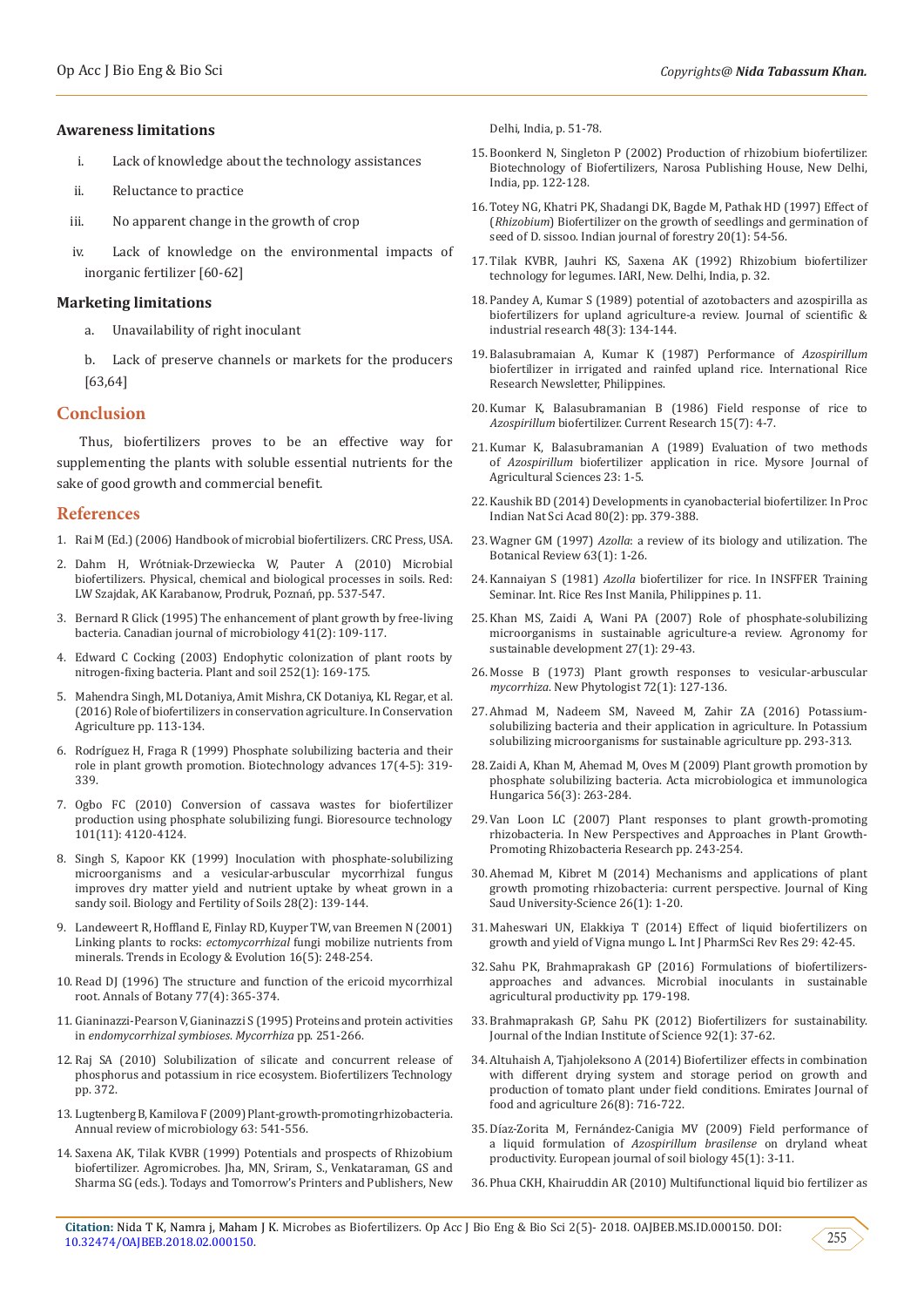### Awareness limitations

i. Lack of knowledge about the technology assistances

ii. Reluctance to practice

iii. No apparent change in the growth of crop

iv. Lack of knowledge on the environmental impacts of inorganic fertilizer [60-62]

### Marketing limitations

a. Unavailability of right inoculant

b. Lack of preserve channels or markets for the producers [63,64]

## Conclusion

Thus, biofertilizers proves to be an effective way for supplementing the plants with soluble essential nutrients for the sake of good growth and commercial benefit.

## References

1. Rai M (Ed.) (2006) Handbook of microbial biofertilizers. CRC Press, USA.
2. Dahm H, Wrótniak-Drzewiecka W, Pauter A (2010) Microbial biofertilizers. Physical, chemical and biological processes in soils. Red: LW Szajdak, AK Karabanow, Prodruk, Poznań, pp. 537-547.
3. Bernard R Glick (1995) The enhancement of plant growth by free-living bacteria. Canadian journal of microbiology 41(2): 109-117.
4. Edward C Cocking (2003) Endophytic colonization of plant roots by nitrogen-fixing bacteria. Plant and soil 252(1): 169-175.
5. Mahendra Singh, ML Dotaniya, Amit Mishra, CK Dotaniya, KL Regar, et al. (2016) Role of biofertilizers in conservation agriculture. In Conservation Agriculture pp. 113-134.
6. Rodríguez H, Fraga R (1999) Phosphate solubilizing bacteria and their role in plant growth promotion. Biotechnology advances 17(4-5): 319-339.
7. Ogbo FC (2010) Conversion of cassava wastes for biofertilizer production using phosphate solubilizing fungi. Bioresource technology 101(11): 4120-4124.
8. Singh S, Kapoor KK (1999) Inoculation with phosphate-solubilizing microorganisms and a vesicular-arbuscular mycorrhizal fungus improves dry matter yield and nutrient uptake by wheat grown in a sandy soil. Biology and Fertility of Soils 28(2): 139-144.
9. Landeweert R, Hoffland E, Finlay RD, Kuyper TW, van Breemen N (2001) Linking plants to rocks: *ectomycorrhizal* fungi mobilize nutrients from minerals. Trends in Ecology & Evolution 16(5): 248-254.
10. Read DJ (1996) The structure and function of the ericoid mycorrhizal root. Annals of Botany 77(4): 365-374.
11. Gianinazzi-Pearson V, Gianinazzi S (1995) Proteins and protein activities in *endomycorrhizal symbioses*. *Mycorrhiza* pp. 251-266.
12. Raj SA (2010) Solubilization of silicate and concurrent release of phosphorus and potassium in rice ecosystem. Biofertilizers Technology pp. 372.
13. Lugtenberg B, Kamilova F (2009) Plant-growth-promoting rhizobacteria. Annual review of microbiology 63: 541-556.
14. Saxena AK, Tilak KVBR (1999) Potentials and prospects of Rhizobium biofertilizer. Agromicrobes. Jha, MN, Sriram, S., Venkataraman, GS and Sharma SG (eds.). Todays and Tomorrow's Printers and Publishers, New Delhi, India, p. 51-78.
15. Boonkerd N, Singleton P (2002) Production of rhizobium biofertilizer. Biotechnology of Biofertilizers, Narosa Publishing House, New Delhi, India, pp. 122-128.
16. Totey NG, Khatri PK, Shadangi DK, Bagde M, Pathak HD (1997) Effect of (*Rhizobium*) Biofertilizer on the growth of seedlings and germination of seed of D. sissoo. Indian journal of forestry 20(1): 54-56.
17. Tilak KVBR, Jauhri KS, Saxena AK (1992) Rhizobium biofertilizer technology for legumes. IARI, New. Delhi, India, p. 32.
18. Pandey A, Kumar S (1989) potential of azotobacters and azospirilla as biofertilizers for upland agriculture-a review. Journal of scientific & industrial research 48(3): 134-144.
19. Balasubramaian A, Kumar K (1987) Performance of *Azospirillum* biofertilizer in irrigated and rainfed upland rice. International Rice Research Newsletter, Philippines.
20. Kumar K, Balasubramanian B (1986) Field response of rice to *Azospirillum* biofertilizer. Current Research 15(7): 4-7.
21. Kumar K, Balasubramanian A (1989) Evaluation of two methods of *Azospirillum* biofertilizer application in rice. Mysore Journal of Agricultural Sciences 23: 1-5.
22. Kaushik BD (2014) Developments in cyanobacterial biofertilizer. In Proc Indian Nat Sci Acad 80(2): pp. 379-388.
23. Wagner GM (1997) *Azolla*: a review of its biology and utilization. The Botanical Review 63(1): 1-26.
24. Kannaiyan S (1981) *Azolla* biofertilizer for rice. In INSFFER Training Seminar. Int. Rice Res Inst Manila, Philippines p. 11.
25. Khan MS, Zaidi A, Wani PA (2007) Role of phosphate-solubilizing microorganisms in sustainable agriculture-a review. Agronomy for sustainable development 27(1): 29-43.
26. Mosse B (1973) Plant growth responses to vesicular-arbuscular *mycorrhiza*. New Phytologist 72(1): 127-136.
27. Ahmad M, Nadeem SM, Naveed M, Zahir ZA (2016) Potassium-solubilizing bacteria and their application in agriculture. In Potassium solubilizing microorganisms for sustainable agriculture pp. 293-313.
28. Zaidi A, Khan M, Ahemad M, Oves M (2009) Plant growth promotion by phosphate solubilizing bacteria. Acta microbiologica et immunologica Hungarica 56(3): 263-284.
29. Van Loon LC (2007) Plant responses to plant growth-promoting rhizobacteria. In New Perspectives and Approaches in Plant Growth-Promoting Rhizobacteria Research pp. 243-254.
30. Ahemad M, Kibret M (2014) Mechanisms and applications of plant growth promoting rhizobacteria: current perspective. Journal of King Saud University-Science 26(1): 1-20.
31. Maheswari UN, Elakkiya T (2014) Effect of liquid biofertilizers on growth and yield of Vigna mungo L. Int J PharmSci Rev Res 29: 42-45.
32. Sahu PK, Brahmaprakash GP (2016) Formulations of biofertilizers-approaches and advances. Microbial inoculants in sustainable agricultural productivity pp. 179-198.
33. Brahmaprakash GP, Sahu PK (2012) Biofertilizers for sustainability. Journal of the Indian Institute of Science 92(1): 37-62.
34. Altuhaish A, Tjahjoleksono A (2014) Biofertilizer effects in combination with different drying system and storage period on growth and production of tomato plant under field conditions. Emirates Journal of food and agriculture 26(8): 716-722.
35. Díaz-Zorita M, Fernández-Canigia MV (2009) Field performance of a liquid formulation of *Azospirillum brasilense* on dryland wheat productivity. European journal of soil biology 45(1): 3-11.
36. Phua CKH, Khairuddin AR (2010) Multifunctional liquid bio fertilizer as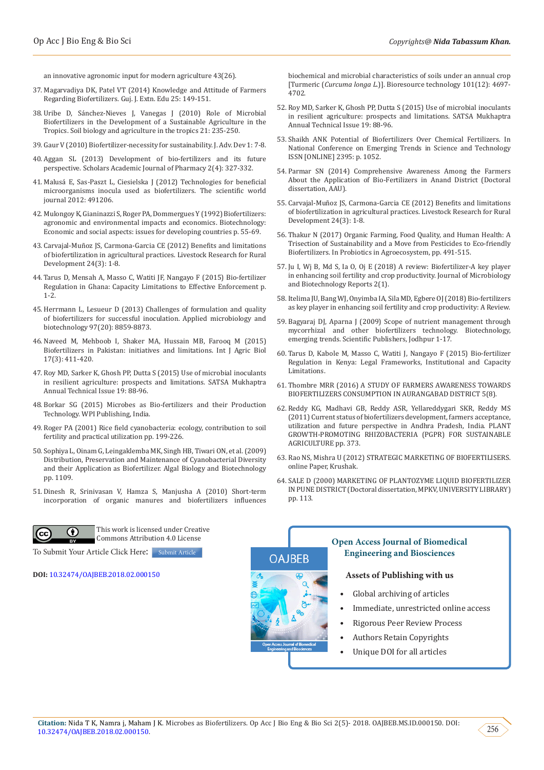an innovative agronomic input for modern agriculture 43(26).

37. Magarvadiya DK, Patel VT (2014) Knowledge and Attitude of Farmers Regarding Biofertilizers. Guj. J. Extn. Edu 25: 149-151.

38. Uribe D, Sánchez-Nieves J, Vanegas J (2010) Role of Microbial Biofertilizers in the Development of a Sustainable Agriculture in the Tropics. Soil biology and agriculture in the tropics 21: 235-250.

39. Gaur V (2010) Biofertilizer-necessity for sustainability. J. Adv. Dev 1: 7-8.

40. Aggan SL (2013) Development of bio-fertilizers and its future perspective. Scholars Academic Journal of Pharmacy 2(4): 327-332.

41. Malusá E, Sas-Paszt L, Ciesielska J (2012) Technologies for beneficial microorganisms inocula used as biofertilizers. The scientific world journal 2012: 491206.

42. Mulongoy K, Gianinazzi S, Roger PA, Dommergues Y (1992) Biofertilizers: agronomic and environmental impacts and economics. Biotechnology: Economic and social aspects: issues for developing countries p. 55-69.

43. Carvajal-Muñoz JS, Carmona-Garcia CE (2012) Benefits and limitations of biofertilization in agricultural practices. Livestock Research for Rural Development 24(3): 1-8.

44. Tarus D, Mensah A, Masso C, Watiti JF, Nangayo F (2015) Bio-fertilizer Regulation in Ghana: Capacity Limitations to Effective Enforcement p. 1-2.

45. Herrmann L, Lesueur D (2013) Challenges of formulation and quality of biofertilizers for successful inoculation. Applied microbiology and biotechnology 97(20): 8859-8873.

46. Naveed M, Mehboob I, Shaker MA, Hussain MB, Farooq M (2015) Biofertilizers in Pakistan: initiatives and limitations. Int J Agric Biol 17(3): 411-420.

47. Roy MD, Sarker K, Ghosh PP, Dutta S (2015) Use of microbial inoculants in resilient agriculture: prospects and limitations. SATSA Mukhaptra Annual Technical Issue 19: 88-96.

48. Borkar SG (2015) Microbes as Bio-fertilizers and their Production Technology. WPI Publishing, India.

49. Roger PA (2001) Rice field cyanobacteria: ecology, contribution to soil fertility and practical utilization pp. 199-226.

50. Sophiya L, Oinam G, Leingaklemba MK, Singh HB, Tiwari ON, et al. (2009) Distribution, Preservation and Maintenance of Cyanobacterial Diversity and their Application as Biofertilizer. Algal Biology and Biotechnology pp. 1109.

51. Dinesh R, Srinivasan V, Hamza S, Manjusha A (2010) Short-term incorporation of organic manures and biofertilizers influences biochemical and microbial characteristics of soils under an annual crop [Turmeric (*Curcuma longa L.*)]. Bioresource technology 101(12): 4697-4702.

52. Roy MD, Sarker K, Ghosh PP, Dutta S (2015) Use of microbial inoculants in resilient agriculture: prospects and limitations. SATSA Mukhaptra Annual Technical Issue 19: 88-96.

53. Shaikh ANK Potential of Biofertilizers Over Chemical Fertilizers. In National Conference on Emerging Trends in Science and Technology ISSN [ONLINE] 2395: p. 1052.

54. Parmar SN (2014) Comprehensive Awareness Among the Farmers About the Application of Bio-Fertilizers in Anand District (Doctoral dissertation, AAU).

55. Carvajal-Muñoz JS, Carmona-Garcia CE (2012) Benefits and limitations of biofertilization in agricultural practices. Livestock Research for Rural Development 24(3): 1-8.

56. Thakur N (2017) Organic Farming, Food Quality, and Human Health: A Trisection of Sustainability and a Move from Pesticides to Eco-friendly Biofertilizers. In Probiotics in Agroecosystem, pp. 491-515.

57. Ju I, Wj B, Md S, Ia O, Oj E (2018) A review: Biofertilizer-A key player in enhancing soil fertility and crop productivity. Journal of Microbiology and Biotechnology Reports 2(1).

58. Itelima JU, Bang WJ, Onyimba IA, Sila MD, Egbere OJ (2018) Bio-fertilizers as key player in enhancing soil fertility and crop productivity: A Review.

59. Bagyaraj DJ, Aparna J (2009) Scope of nutrient management through mycorrhizal and other biofertilizers technology. Biotechnology, emerging trends. Scientific Publishers, Jodhpur 1-17.

60. Tarus D, Kabole M, Masso C, Watiti J, Nangayo F (2015) Bio-fertilizer Regulation in Kenya: Legal Frameworks, Institutional and Capacity Limitations.

61. Thombre MRR (2016) A STUDY OF FARMERS AWARENESS TOWARDS BIOFERTILIZERS CONSUMPTION IN AURANGABAD DISTRICT 5(8).

62. Reddy KG, Madhavi GB, Reddy ASR, Yellareddygari SKR, Reddy MS (2011) Current status of biofertilizers development, farmers acceptance, utilization and future perspective in Andhra Pradesh, India. PLANT GROWTH-PROMOTING RHIZOBACTERIA (PGPR) FOR SUSTAINABLE AGRICULTURE pp. 373.

63. Rao NS, Mishra U (2012) STRATEGIC MARKETING OF BIOFERTILISERS. online Paper, Krushak.

64. SALE D (2000) MARKETING OF PLANTOZYME LIQUID BIOFERTILIZER IN PUNE DISTRICT (Doctoral dissertation, MPKV, UNIVERSITY LIBRARY) pp. 113.

This work is licensed under Creative Commons Attribution 4.0 License

To Submit Your Article Click Here: Submit Article

**DOI:** 10.32474/OAJBEB.2018.02.000150

**Open Access Journal of Biomedical Engineering and Biosciences**

**Assets of Publishing with us**

- Global archiving of articles
- Immediate, unrestricted online access
- Rigorous Peer Review Process
- Authors Retain Copyrights
- Unique DOI for all articles

**Citation:** Nida T K, Namra j, Maham J K. Microbes as Biofertilizers. Op Acc J Bio Eng & Bio Sci 2(5)- 2018. OAJBEB.MS.ID.000150. DOI: 10.32474/OAJBEB.2018.02.000150.